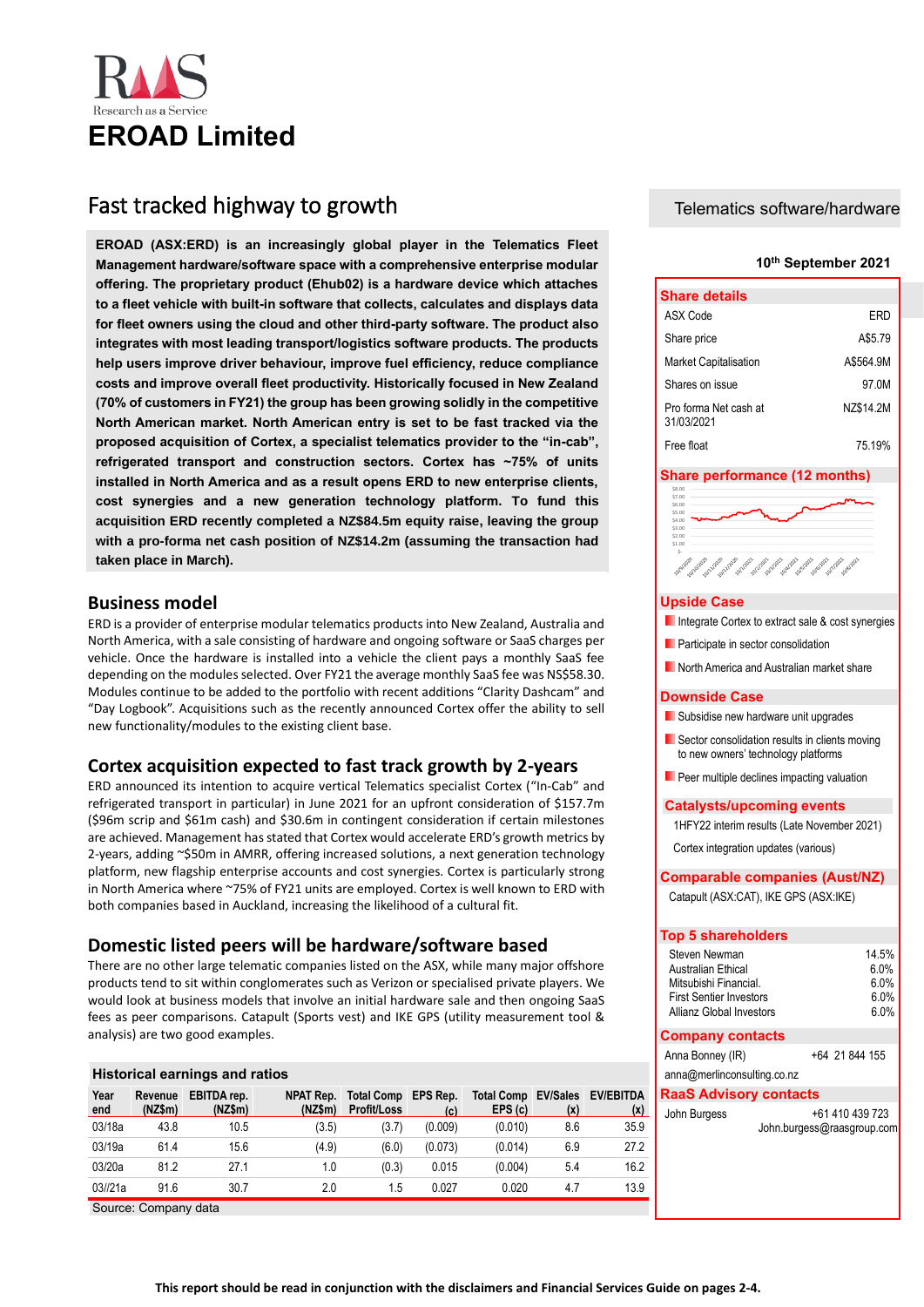RaaS
Research as a Service

# EROAD Limited

## Fast tracked highway to growth

Telematics software/hardware

10th September 2021

**EROAD (ASX:ERD) is an increasingly global player in the Telematics Fleet Management hardware/software space with a comprehensive enterprise modular offering. The proprietary product (Ehub02) is a hardware device which attaches to a fleet vehicle with built-in software that collects, calculates and displays data for fleet owners using the cloud and other third-party software. The product also integrates with most leading transport/logistics software products. The products help users improve driver behaviour, improve fuel efficiency, reduce compliance costs and improve overall fleet productivity. Historically focused in New Zealand (70% of customers in FY21) the group has been growing solidly in the competitive North American market. North American entry is set to be fast tracked via the proposed acquisition of Cortex, a specialist telematics provider to the "in-cab", refrigerated transport and construction sectors. Cortex has ~75% of units installed in North America and as a result opens ERD to new enterprise clients, cost synergies and a new generation technology platform. To fund this acquisition ERD recently completed a NZ$84.5m equity raise, leaving the group with a pro-forma net cash position of NZ$14.2m (assuming the transaction had taken place in March).**

## Business model

ERD is a provider of enterprise modular telematics products into New Zealand, Australia and North America, with a sale consisting of hardware and ongoing software or SaaS charges per vehicle. Once the hardware is installed into a vehicle the client pays a monthly SaaS fee depending on the modules selected. Over FY21 the average monthly SaaS fee was NS$58.30. Modules continue to be added to the portfolio with recent additions "Clarity Dashcam" and "Day Logbook". Acquisitions such as the recently announced Cortex offer the ability to sell new functionality/modules to the existing client base.

## Cortex acquisition expected to fast track growth by 2-years

ERD announced its intention to acquire vertical Telematics specialist Cortex ("In-Cab" and refrigerated transport in particular) in June 2021 for an upfront consideration of $157.7m ($96m scrip and $61m cash) and $30.6m in contingent consideration if certain milestones are achieved. Management has stated that Cortex would accelerate ERD's growth metrics by 2-years, adding ~$50m in AMRR, offering increased solutions, a next generation technology platform, new flagship enterprise accounts and cost synergies. Cortex is particularly strong in North America where ~75% of FY21 units are employed. Cortex is well known to ERD with both companies based in Auckland, increasing the likelihood of a cultural fit.

## Domestic listed peers will be hardware/software based

There are no other large telematic companies listed on the ASX, while many major offshore products tend to sit within conglomerates such as Verizon or specialised private players. We would look at business models that involve an initial hardware sale and then ongoing SaaS fees as peer comparisons. Catapult (Sports vest) and IKE GPS (utility measurement tool & analysis) are two good examples.

### Historical earnings and ratios

| Year end | Revenue (NZ$m) | EBITDA rep. (NZ$m) | NPAT Rep. (NZ$m) | Total Comp Profit/Loss | EPS Rep. (c) | Total Comp EPS (c) | EV/Sales (x) | EV/EBITDA (x) |
|---|---|---|---|---|---|---|---|---|
| 03/18a | 43.8 | 10.5 | (3.5) | (3.7) | (0.009) | (0.010) | 8.6 | 35.9 |
| 03/19a | 61.4 | 15.6 | (4.9) | (6.0) | (0.073) | (0.014) | 6.9 | 27.2 |
| 03/20a | 81.2 | 27.1 | 1.0 | (0.3) | 0.015 | (0.004) | 5.4 | 16.2 |
| 03//21a | 91.6 | 30.7 | 2.0 | 1.5 | 0.027 | 0.020 | 4.7 | 13.9 |

Source: Company data

### Share details

| | |
|---|---|
| ASX Code | ERD |
| Share price | A$5.79 |
| Market Capitalisation | A$564.9M |
| Shares on issue | 97.0M |
| Pro forma Net cash at 31/03/2021 | NZ$14.2M |
| Free float | 75.19% |

### Share performance (12 months)

### Upside Case

- Integrate Cortex to extract sale & cost synergies
- Participate in sector consolidation
- North America and Australian market share

### Downside Case

- Subsidise new hardware unit upgrades
- Sector consolidation results in clients moving to new owners' technology platforms
- Peer multiple declines impacting valuation

### Catalysts/upcoming events

1HFY22 interim results (Late November 2021)

Cortex integration updates (various)

### Comparable companies (Aust/NZ)

Catapult (ASX:CAT), IKE GPS (ASX:IKE)

### Top 5 shareholders

| | |
|---|---|
| Steven Newman | 14.5% |
| Australian Ethical | 6.0% |
| Mitsubishi Financial. | 6.0% |
| First Sentier Investors | 6.0% |
| Allianz Global Investors | 6.0% |

### Company contacts

Anna Bonney (IR) +64 21 844 155

anna@merlinconsulting.co.nz

### RaaS Advisory contacts

John Burgess +61 410 439 723

John.burgess@raasgroup.com

**This report should be read in conjunction with the disclaimers and Financial Services Guide on pages 2-4.**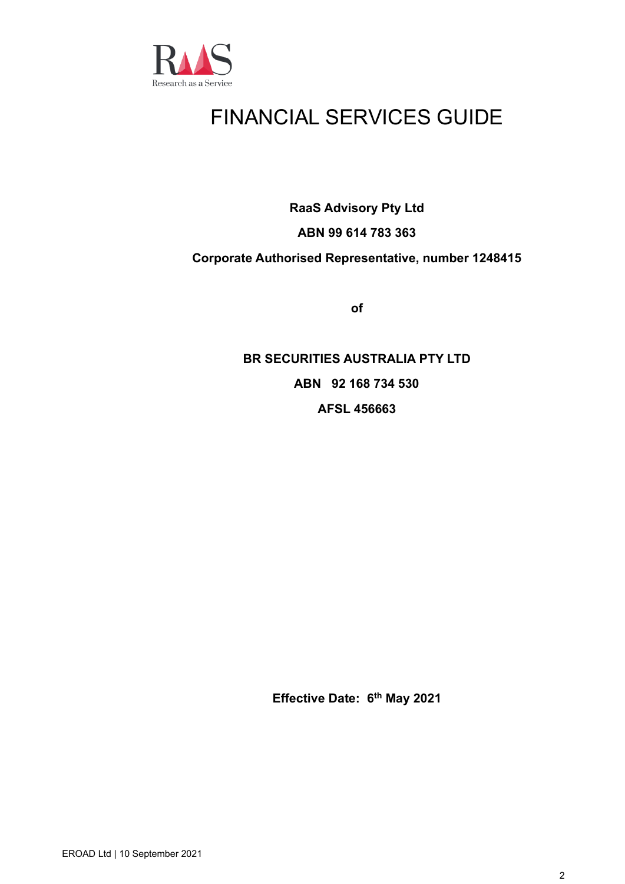# FINANCIAL SERVICES GUIDE

**RaaS Advisory Pty Ltd**

**ABN 99 614 783 363**

**Corporate Authorised Representative, number 1248415**

**of**

**BR SECURITIES AUSTRALIA PTY LTD**

**ABN 92 168 734 530**

**AFSL 456663**

**Effective Date: 6th May 2021**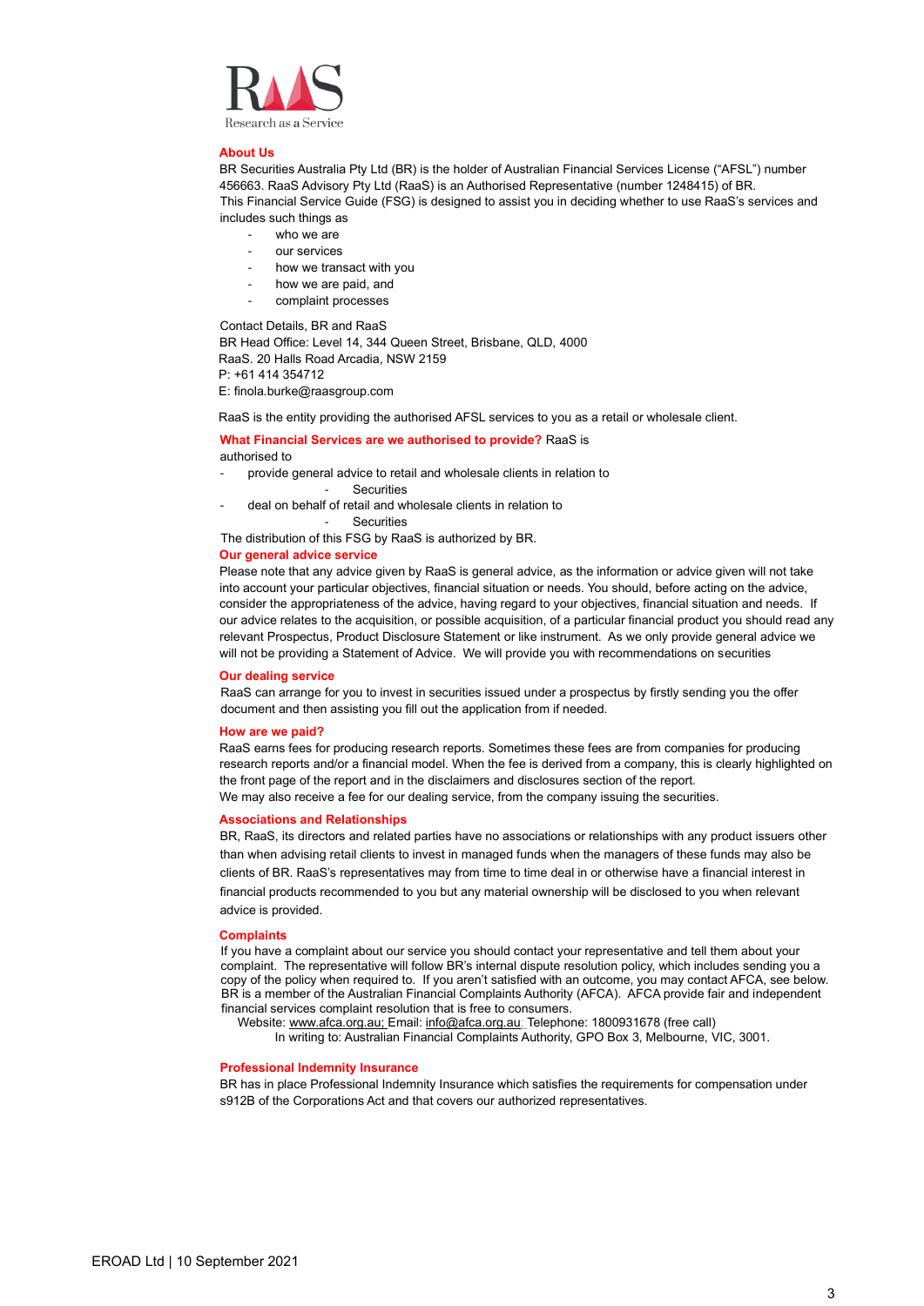RaaS

Research as a Service

## About Us

BR Securities Australia Pty Ltd (BR) is the holder of Australian Financial Services License ("AFSL") number 456663. RaaS Advisory Pty Ltd (RaaS) is an Authorised Representative (number 1248415) of BR.

This Financial Service Guide (FSG) is designed to assist you in deciding whether to use RaaS's services and includes such things as

- who we are
- our services
- how we transact with you
- how we are paid, and
- complaint processes

Contact Details, BR and RaaS

BR Head Office: Level 14, 344 Queen Street, Brisbane, QLD, 4000

RaaS. 20 Halls Road Arcadia, NSW 2159

P: +61 414 354712

E: finola.burke@raasgroup.com

RaaS is the entity providing the authorised AFSL services to you as a retail or wholesale client.

## What Financial Services are we authorised to provide?

RaaS is authorised to

- provide general advice to retail and wholesale clients in relation to
  - Securities
- deal on behalf of retail and wholesale clients in relation to
  - Securities

The distribution of this FSG by RaaS is authorized by BR.

## Our general advice service

Please note that any advice given by RaaS is general advice, as the information or advice given will not take into account your particular objectives, financial situation or needs. You should, before acting on the advice, consider the appropriateness of the advice, having regard to your objectives, financial situation and needs. If our advice relates to the acquisition, or possible acquisition, of a particular financial product you should read any relevant Prospectus, Product Disclosure Statement or like instrument. As we only provide general advice we will not be providing a Statement of Advice. We will provide you with recommendations on securities

## Our dealing service

RaaS can arrange for you to invest in securities issued under a prospectus by firstly sending you the offer document and then assisting you fill out the application from if needed.

## How are we paid?

RaaS earns fees for producing research reports. Sometimes these fees are from companies for producing research reports and/or a financial model. When the fee is derived from a company, this is clearly highlighted on the front page of the report and in the disclaimers and disclosures section of the report.

We may also receive a fee for our dealing service, from the company issuing the securities.

## Associations and Relationships

BR, RaaS, its directors and related parties have no associations or relationships with any product issuers other than when advising retail clients to invest in managed funds when the managers of these funds may also be clients of BR. RaaS's representatives may from time to time deal in or otherwise have a financial interest in financial products recommended to you but any material ownership will be disclosed to you when relevant advice is provided.

## Complaints

If you have a complaint about our service you should contact your representative and tell them about your complaint. The representative will follow BR's internal dispute resolution policy, which includes sending you a copy of the policy when required to. If you aren't satisfied with an outcome, you may contact AFCA, see below. BR is a member of the Australian Financial Complaints Authority (AFCA). AFCA provide fair and independent financial services complaint resolution that is free to consumers.

Website: www.afca.org.au; Email: info@afca.org.au; Telephone: 1800931678 (free call)

In writing to: Australian Financial Complaints Authority, GPO Box 3, Melbourne, VIC, 3001.

## Professional Indemnity Insurance

BR has in place Professional Indemnity Insurance which satisfies the requirements for compensation under s912B of the Corporations Act and that covers our authorized representatives.

EROAD Ltd | 10 September 2021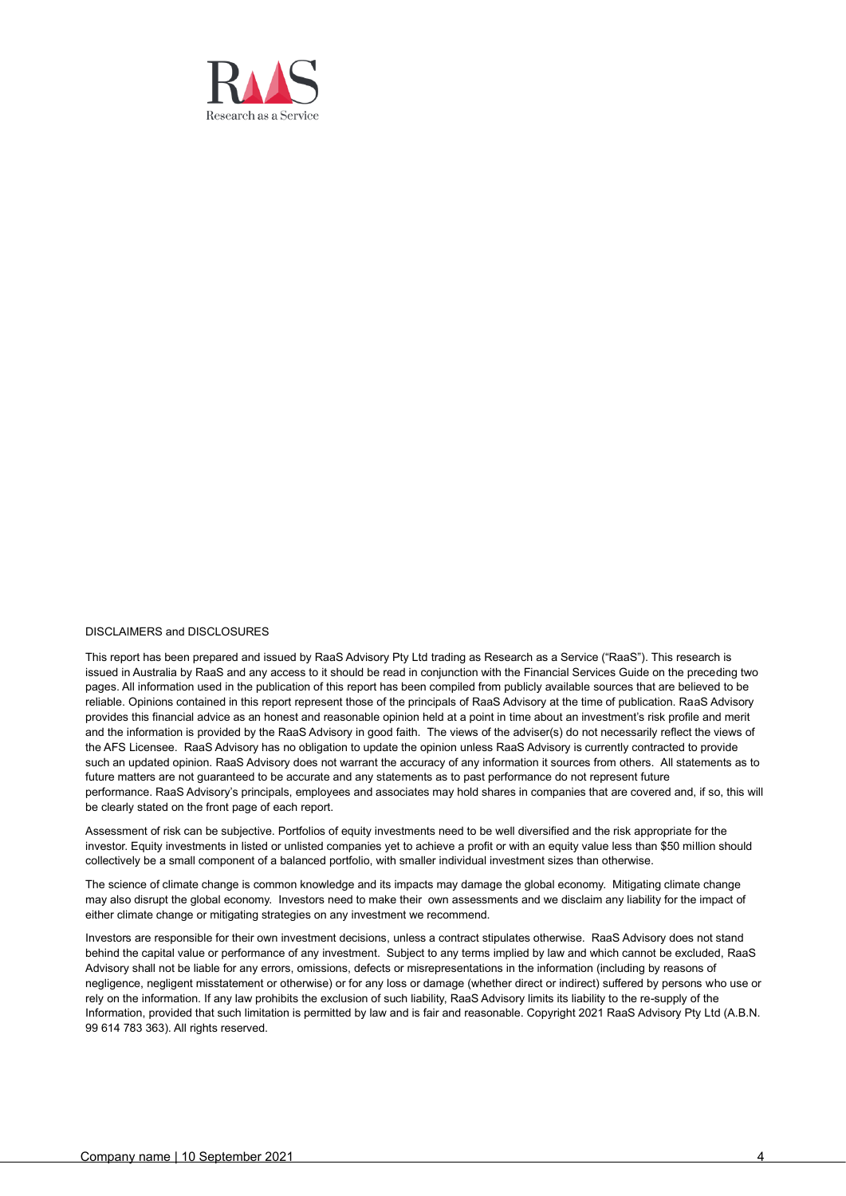DISCLAIMERS and DISCLOSURES

This report has been prepared and issued by RaaS Advisory Pty Ltd trading as Research as a Service ("RaaS"). This research is issued in Australia by RaaS and any access to it should be read in conjunction with the Financial Services Guide on the preceding two pages. All information used in the publication of this report has been compiled from publicly available sources that are believed to be reliable. Opinions contained in this report represent those of the principals of RaaS Advisory at the time of publication. RaaS Advisory provides this financial advice as an honest and reasonable opinion held at a point in time about an investment's risk profile and merit and the information is provided by the RaaS Advisory in good faith. The views of the adviser(s) do not necessarily reflect the views of the AFS Licensee. RaaS Advisory has no obligation to update the opinion unless RaaS Advisory is currently contracted to provide such an updated opinion. RaaS Advisory does not warrant the accuracy of any information it sources from others. All statements as to future matters are not guaranteed to be accurate and any statements as to past performance do not represent future performance. RaaS Advisory's principals, employees and associates may hold shares in companies that are covered and, if so, this will be clearly stated on the front page of each report.

Assessment of risk can be subjective. Portfolios of equity investments need to be well diversified and the risk appropriate for the investor. Equity investments in listed or unlisted companies yet to achieve a profit or with an equity value less than $50 million should collectively be a small component of a balanced portfolio, with smaller individual investment sizes than otherwise.

The science of climate change is common knowledge and its impacts may damage the global economy. Mitigating climate change may also disrupt the global economy. Investors need to make their own assessments and we disclaim any liability for the impact of either climate change or mitigating strategies on any investment we recommend.

Investors are responsible for their own investment decisions, unless a contract stipulates otherwise. RaaS Advisory does not stand behind the capital value or performance of any investment. Subject to any terms implied by law and which cannot be excluded, RaaS Advisory shall not be liable for any errors, omissions, defects or misrepresentations in the information (including by reasons of negligence, negligent misstatement or otherwise) or for any loss or damage (whether direct or indirect) suffered by persons who use or rely on the information. If any law prohibits the exclusion of such liability, RaaS Advisory limits its liability to the re-supply of the Information, provided that such limitation is permitted by law and is fair and reasonable. Copyright 2021 RaaS Advisory Pty Ltd (A.B.N. 99 614 783 363). All rights reserved.